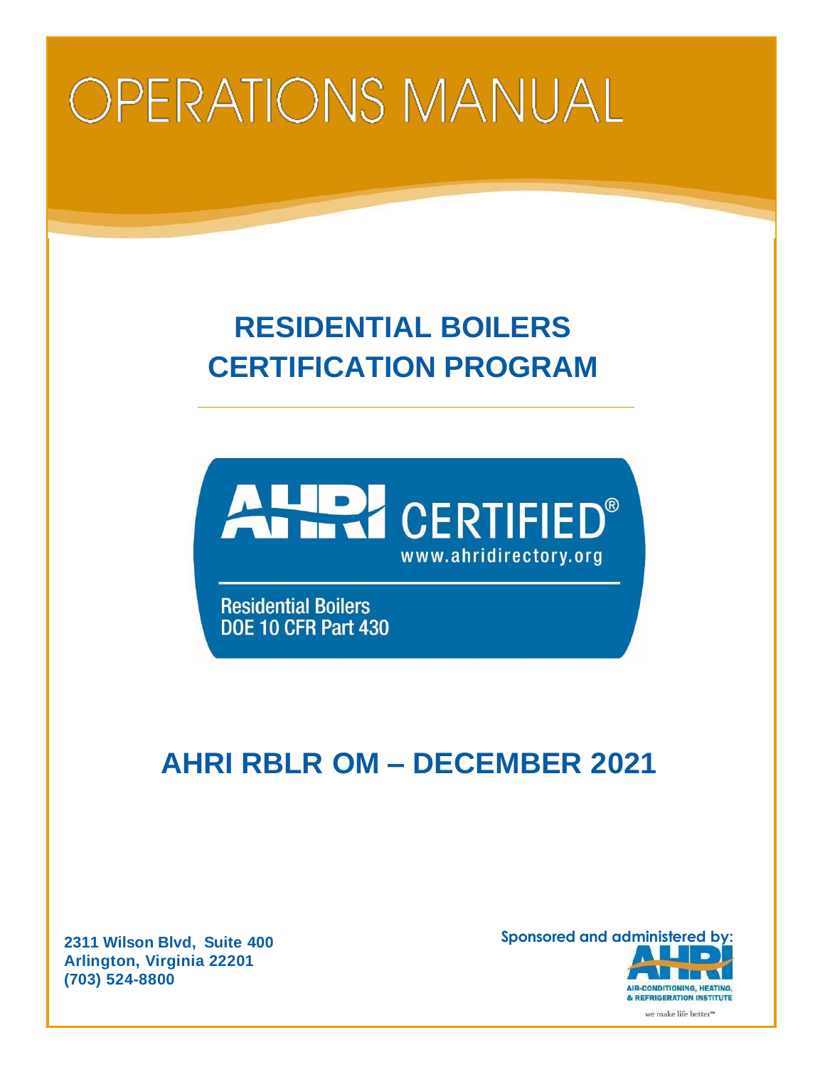# OPERATIONS MANUAL

## RESIDENTIAL BOILERS CERTIFICATION PROGRAM

AHRI CERTIFIED®
www.ahridirectory.org

Residential Boilers
DOE 10 CFR Part 430

## AHRI RBLR OM – DECEMBER 2021

**2311 Wilson Blvd, Suite 400**
**Arlington, Virginia 22201**
**(703) 524-8800**

Sponsored and administered by:

AHRI
AIR-CONDITIONING, HEATING, & REFRIGERATION INSTITUTE
we make life better™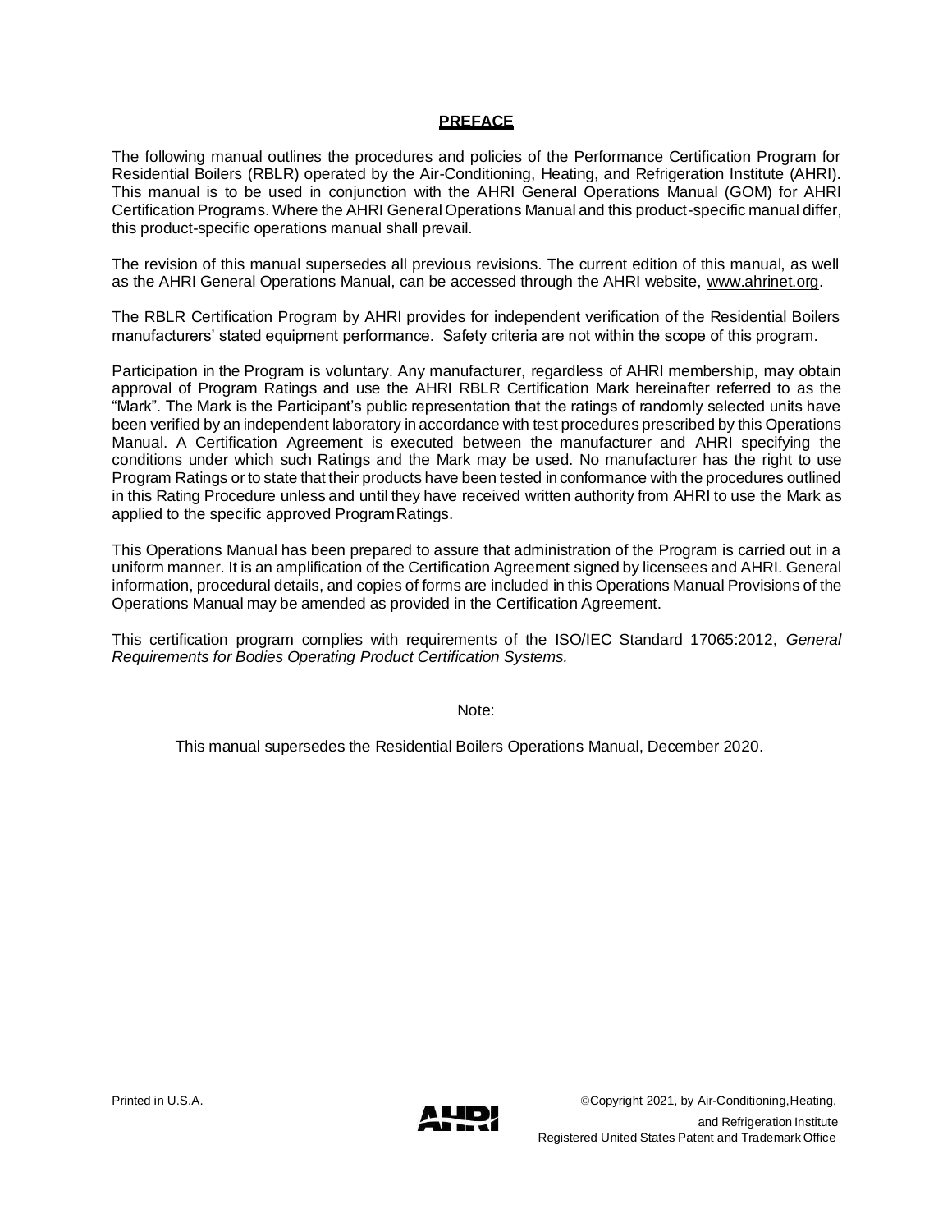## PREFACE

The following manual outlines the procedures and policies of the Performance Certification Program for Residential Boilers (RBLR) operated by the Air-Conditioning, Heating, and Refrigeration Institute (AHRI). This manual is to be used in conjunction with the AHRI General Operations Manual (GOM) for AHRI Certification Programs. Where the AHRI General Operations Manual and this product-specific manual differ, this product-specific operations manual shall prevail.

The revision of this manual supersedes all previous revisions. The current edition of this manual, as well as the AHRI General Operations Manual, can be accessed through the AHRI website, www.ahrinet.org.

The RBLR Certification Program by AHRI provides for independent verification of the Residential Boilers manufacturers' stated equipment performance. Safety criteria are not within the scope of this program.

Participation in the Program is voluntary. Any manufacturer, regardless of AHRI membership, may obtain approval of Program Ratings and use the AHRI RBLR Certification Mark hereinafter referred to as the "Mark". The Mark is the Participant's public representation that the ratings of randomly selected units have been verified by an independent laboratory in accordance with test procedures prescribed by this Operations Manual. A Certification Agreement is executed between the manufacturer and AHRI specifying the conditions under which such Ratings and the Mark may be used. No manufacturer has the right to use Program Ratings or to state that their products have been tested in conformance with the procedures outlined in this Rating Procedure unless and until they have received written authority from AHRI to use the Mark as applied to the specific approved Program Ratings.

This Operations Manual has been prepared to assure that administration of the Program is carried out in a uniform manner. It is an amplification of the Certification Agreement signed by licensees and AHRI. General information, procedural details, and copies of forms are included in this Operations Manual Provisions of the Operations Manual may be amended as provided in the Certification Agreement.

This certification program complies with requirements of the ISO/IEC Standard 17065:2012, *General Requirements for Bodies Operating Product Certification Systems.*

Note:

This manual supersedes the Residential Boilers Operations Manual, December 2020.

Printed in U.S.A.

©Copyright 2021, by Air-Conditioning, Heating, and Refrigeration Institute
Registered United States Patent and Trademark Office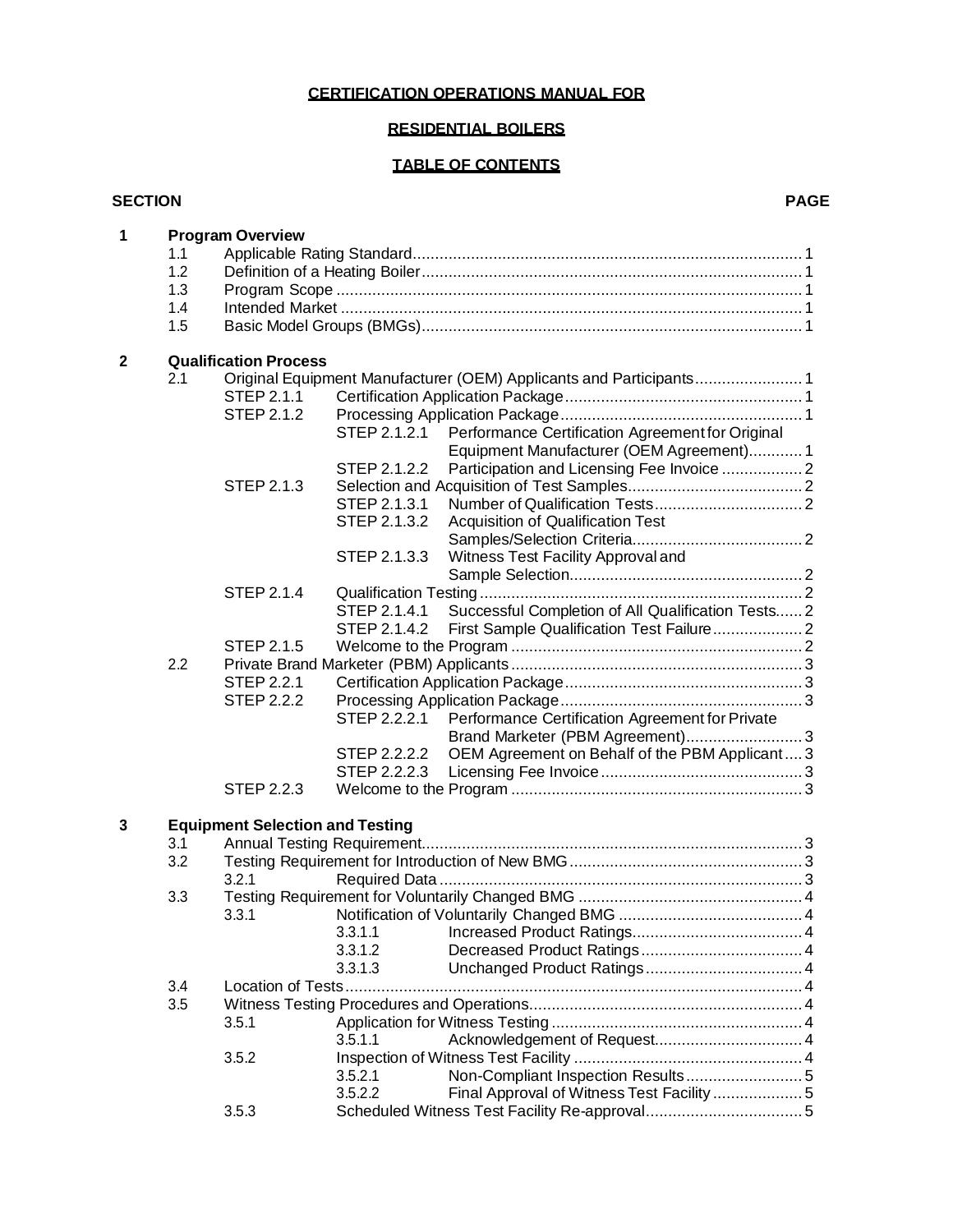**CERTIFICATION OPERATIONS MANUAL FOR**

**RESIDENTIAL BOILERS**

**TABLE OF CONTENTS**

| SECTION | | | | PAGE |
|---|---|---|---|---|
| **1** | **Program Overview** | | | |
| | 1.1 | Applicable Rating Standard | | 1 |
| | 1.2 | Definition of a Heating Boiler | | 1 |
| | 1.3 | Program Scope | | 1 |
| | 1.4 | Intended Market | | 1 |
| | 1.5 | Basic Model Groups (BMGs) | | 1 |
| **2** | **Qualification Process** | | | |
| | 2.1 | Original Equipment Manufacturer (OEM) Applicants and Participants | | 1 |
| | | STEP 2.1.1 | Certification Application Package | 1 |
| | | STEP 2.1.2 | Processing Application Package | 1 |
| | | | STEP 2.1.2.1 Performance Certification Agreement for Original Equipment Manufacturer (OEM Agreement) | 1 |
| | | | STEP 2.1.2.2 Participation and Licensing Fee Invoice | 2 |
| | | STEP 2.1.3 | Selection and Acquisition of Test Samples | 2 |
| | | | STEP 2.1.3.1 Number of Qualification Tests | 2 |
| | | | STEP 2.1.3.2 Acquisition of Qualification Test Samples/Selection Criteria | 2 |
| | | | STEP 2.1.3.3 Witness Test Facility Approval and Sample Selection | 2 |
| | | STEP 2.1.4 | Qualification Testing | 2 |
| | | | STEP 2.1.4.1 Successful Completion of All Qualification Tests | 2 |
| | | | STEP 2.1.4.2 First Sample Qualification Test Failure | 2 |
| | | STEP 2.1.5 | Welcome to the Program | 2 |
| | 2.2 | Private Brand Marketer (PBM) Applicants | | 3 |
| | | STEP 2.2.1 | Certification Application Package | 3 |
| | | STEP 2.2.2 | Processing Application Package | 3 |
| | | | STEP 2.2.2.1 Performance Certification Agreement for Private Brand Marketer (PBM Agreement) | 3 |
| | | | STEP 2.2.2.2 OEM Agreement on Behalf of the PBM Applicant | 3 |
| | | | STEP 2.2.2.3 Licensing Fee Invoice | 3 |
| | | STEP 2.2.3 | Welcome to the Program | 3 |
| **3** | **Equipment Selection and Testing** | | | |
| | 3.1 | Annual Testing Requirement | | 3 |
| | 3.2 | Testing Requirement for Introduction of New BMG | | 3 |
| | | 3.2.1 | Required Data | 3 |
| | 3.3 | Testing Requirement for Voluntarily Changed BMG | | 4 |
| | | 3.3.1 | Notification of Voluntarily Changed BMG | 4 |
| | | | 3.3.1.1 Increased Product Ratings | 4 |
| | | | 3.3.1.2 Decreased Product Ratings | 4 |
| | | | 3.3.1.3 Unchanged Product Ratings | 4 |
| | 3.4 | Location of Tests | | 4 |
| | 3.5 | Witness Testing Procedures and Operations | | 4 |
| | | 3.5.1 | Application for Witness Testing | 4 |
| | | | 3.5.1.1 Acknowledgement of Request | 4 |
| | | 3.5.2 | Inspection of Witness Test Facility | 4 |
| | | | 3.5.2.1 Non-Compliant Inspection Results | 5 |
| | | | 3.5.2.2 Final Approval of Witness Test Facility | 5 |
| | | 3.5.3 | Scheduled Witness Test Facility Re-approval | 5 |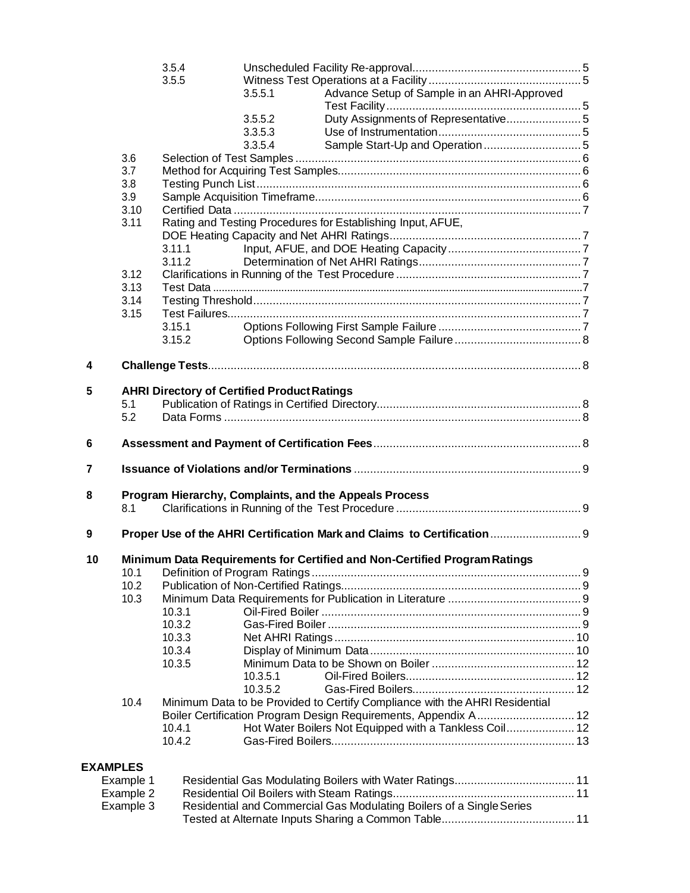| | | | | |
|---|---|---|---|---|
| | 3.5.4 | Unscheduled Facility Re-approval | | 5 |
| | 3.5.5 | Witness Test Operations at a Facility | | 5 |
| | | 3.5.5.1 | Advance Setup of Sample in an AHRI-Approved Test Facility | 5 |
| | | 3.5.5.2 | Duty Assignments of Representative | 5 |
| | | 3.3.5.3 | Use of Instrumentation | 5 |
| | | 3.3.5.4 | Sample Start-Up and Operation | 5 |
| 3.6 | Selection of Test Samples | | | 6 |
| 3.7 | Method for Acquiring Test Samples | | | 6 |
| 3.8 | Testing Punch List | | | 6 |
| 3.9 | Sample Acquisition Timeframe | | | 6 |
| 3.10 | Certified Data | | | 7 |
| 3.11 | Rating and Testing Procedures for Establishing Input, AFUE, DOE Heating Capacity and Net AHRI Ratings | | | 7 |
| | 3.11.1 | Input, AFUE, and DOE Heating Capacity | | 7 |
| | 3.11.2 | Determination of Net AHRI Ratings | | 7 |
| 3.12 | Clarifications in Running of the Test Procedure | | | 7 |
| 3.13 | Test Data | | | 7 |
| 3.14 | Testing Threshold | | | 7 |
| 3.15 | Test Failures | | | 7 |
| | 3.15.1 | Options Following First Sample Failure | | 7 |
| | 3.15.2 | Options Following Second Sample Failure | | 8 |

**4 Challenge Tests** .......... 8

**5 AHRI Directory of Certified Product Ratings**

- 5.1 Publication of Ratings in Certified Directory .......... 8
- 5.2 Data Forms .......... 8

**6 Assessment and Payment of Certification Fees** .......... 8

**7 Issuance of Violations and/or Terminations** .......... 9

**8 Program Hierarchy, Complaints, and the Appeals Process**

- 8.1 Clarifications in Running of the Test Procedure .......... 9

**9 Proper Use of the AHRI Certification Mark and Claims to Certification** .......... 9

**10 Minimum Data Requirements for Certified and Non-Certified Program Ratings**

| | | | | |
|---|---|---|---|---|
| 10.1 | Definition of Program Ratings | | | 9 |
| 10.2 | Publication of Non-Certified Ratings | | | 9 |
| 10.3 | Minimum Data Requirements for Publication in Literature | | | 9 |
| | 10.3.1 | Oil-Fired Boiler | | 9 |
| | 10.3.2 | Gas-Fired Boiler | | 9 |
| | 10.3.3 | Net AHRI Ratings | | 10 |
| | 10.3.4 | Display of Minimum Data | | 10 |
| | 10.3.5 | Minimum Data to be Shown on Boiler | | 12 |
| | | 10.3.5.1 | Oil-Fired Boilers | 12 |
| | | 10.3.5.2 | Gas-Fired Boilers | 12 |
| 10.4 | Minimum Data to be Provided to Certify Compliance with the AHRI Residential Boiler Certification Program Design Requirements, Appendix A | | | 12 |
| | 10.4.1 | Hot Water Boilers Not Equipped with a Tankless Coil | | 12 |
| | 10.4.2 | Gas-Fired Boilers | | 13 |

**EXAMPLES**

| | | |
|---|---|---|
| Example 1 | Residential Gas Modulating Boilers with Water Ratings | 11 |
| Example 2 | Residential Oil Boilers with Steam Ratings | 11 |
| Example 3 | Residential and Commercial Gas Modulating Boilers of a Single Series Tested at Alternate Inputs Sharing a Common Table | 11 |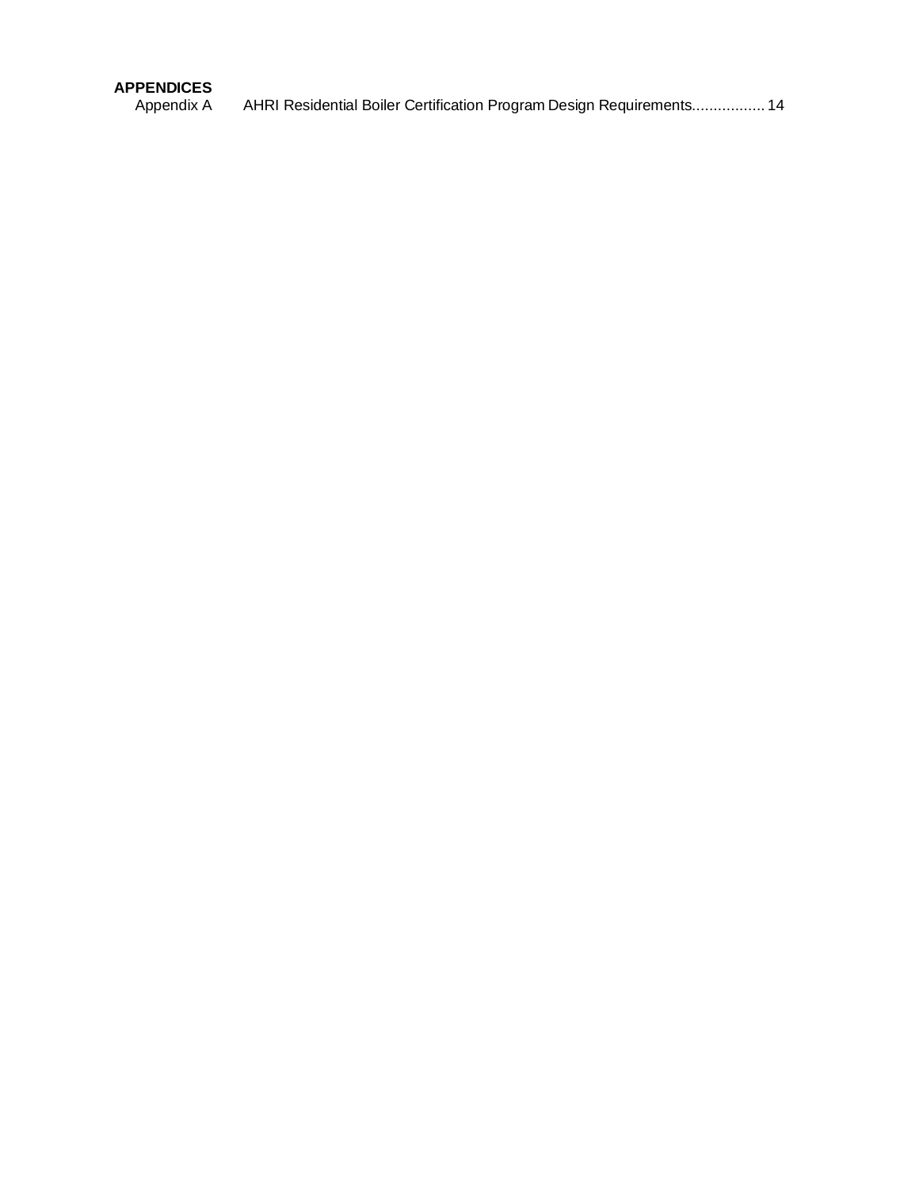**APPENDICES**

Appendix A AHRI Residential Boiler Certification Program Design Requirements................ 14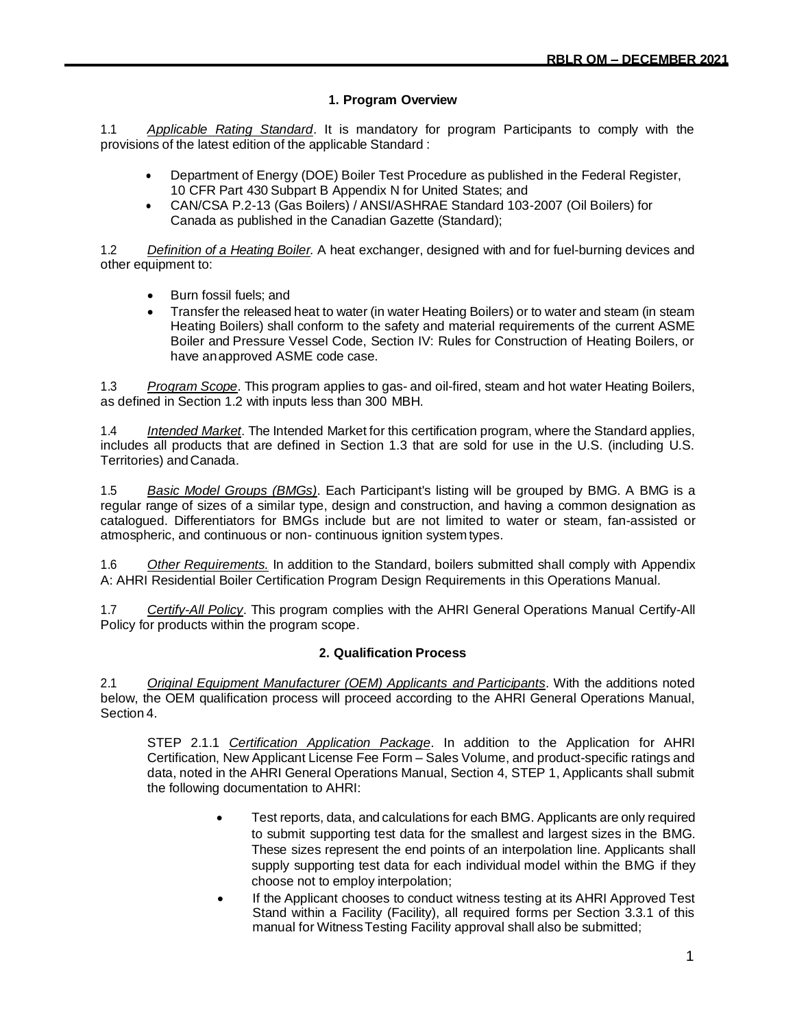## 1. Program Overview

1.1 *Applicable Rating Standard*. It is mandatory for program Participants to comply with the provisions of the latest edition of the applicable Standard :

- Department of Energy (DOE) Boiler Test Procedure as published in the Federal Register, 10 CFR Part 430 Subpart B Appendix N for United States; and
- CAN/CSA P.2-13 (Gas Boilers) / ANSI/ASHRAE Standard 103-2007 (Oil Boilers) for Canada as published in the Canadian Gazette (Standard);

1.2 *Definition of a Heating Boiler.* A heat exchanger, designed with and for fuel-burning devices and other equipment to:

- Burn fossil fuels; and
- Transfer the released heat to water (in water Heating Boilers) or to water and steam (in steam Heating Boilers) shall conform to the safety and material requirements of the current ASME Boiler and Pressure Vessel Code, Section IV: Rules for Construction of Heating Boilers, or have an approved ASME code case.

1.3 *Program Scope*. This program applies to gas- and oil-fired, steam and hot water Heating Boilers, as defined in Section 1.2 with inputs less than 300 MBH.

1.4 *Intended Market*. The Intended Market for this certification program, where the Standard applies, includes all products that are defined in Section 1.3 that are sold for use in the U.S. (including U.S. Territories) and Canada.

1.5 *Basic Model Groups (BMGs)*. Each Participant's listing will be grouped by BMG. A BMG is a regular range of sizes of a similar type, design and construction, and having a common designation as catalogued. Differentiators for BMGs include but are not limited to water or steam, fan-assisted or atmospheric, and continuous or non- continuous ignition system types.

1.6 *Other Requirements.* In addition to the Standard, boilers submitted shall comply with Appendix A: AHRI Residential Boiler Certification Program Design Requirements in this Operations Manual.

1.7 *Certify-All Policy*. This program complies with the AHRI General Operations Manual Certify-All Policy for products within the program scope.

## 2. Qualification Process

2.1 *Original Equipment Manufacturer (OEM) Applicants and Participants*. With the additions noted below, the OEM qualification process will proceed according to the AHRI General Operations Manual, Section 4.

STEP 2.1.1 *Certification Application Package*. In addition to the Application for AHRI Certification, New Applicant License Fee Form – Sales Volume, and product-specific ratings and data, noted in the AHRI General Operations Manual, Section 4, STEP 1, Applicants shall submit the following documentation to AHRI:

- Test reports, data, and calculations for each BMG. Applicants are only required to submit supporting test data for the smallest and largest sizes in the BMG. These sizes represent the end points of an interpolation line. Applicants shall supply supporting test data for each individual model within the BMG if they choose not to employ interpolation;
- If the Applicant chooses to conduct witness testing at its AHRI Approved Test Stand within a Facility (Facility), all required forms per Section 3.3.1 of this manual for Witness Testing Facility approval shall also be submitted;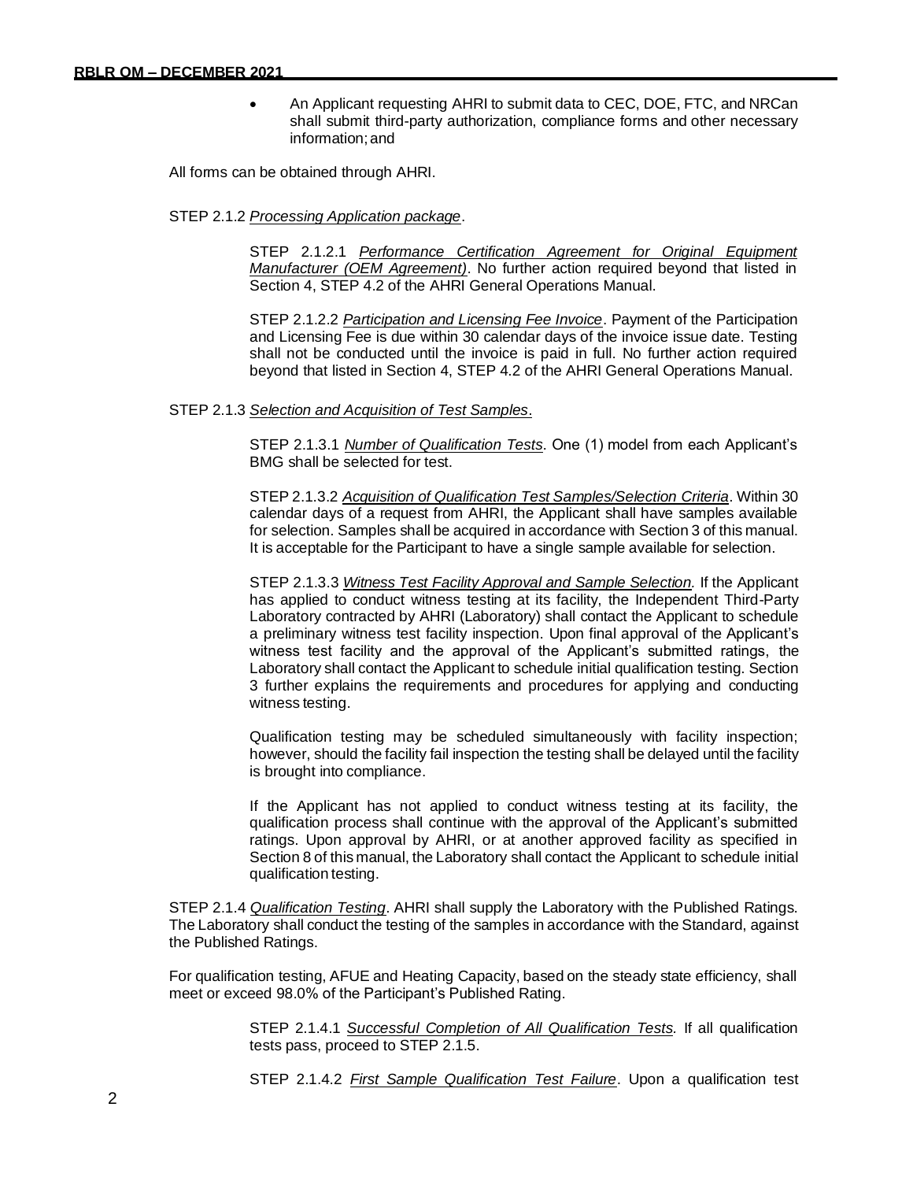- An Applicant requesting AHRI to submit data to CEC, DOE, FTC, and NRCan shall submit third-party authorization, compliance forms and other necessary information; and

All forms can be obtained through AHRI.

STEP 2.1.2 _Processing Application package_.

STEP 2.1.2.1 _Performance Certification Agreement for Original Equipment Manufacturer (OEM Agreement)_. No further action required beyond that listed in Section 4, STEP 4.2 of the AHRI General Operations Manual.

STEP 2.1.2.2 _Participation and Licensing Fee Invoice_. Payment of the Participation and Licensing Fee is due within 30 calendar days of the invoice issue date. Testing shall not be conducted until the invoice is paid in full. No further action required beyond that listed in Section 4, STEP 4.2 of the AHRI General Operations Manual.

STEP 2.1.3 _Selection and Acquisition of Test Samples_.

STEP 2.1.3.1 _Number of Qualification Tests_. One (1) model from each Applicant's BMG shall be selected for test.

STEP 2.1.3.2 _Acquisition of Qualification Test Samples/Selection Criteria_. Within 30 calendar days of a request from AHRI, the Applicant shall have samples available for selection. Samples shall be acquired in accordance with Section 3 of this manual. It is acceptable for the Participant to have a single sample available for selection.

STEP 2.1.3.3 _Witness Test Facility Approval and Sample Selection._ If the Applicant has applied to conduct witness testing at its facility, the Independent Third-Party Laboratory contracted by AHRI (Laboratory) shall contact the Applicant to schedule a preliminary witness test facility inspection. Upon final approval of the Applicant's witness test facility and the approval of the Applicant's submitted ratings, the Laboratory shall contact the Applicant to schedule initial qualification testing. Section 3 further explains the requirements and procedures for applying and conducting witness testing.

Qualification testing may be scheduled simultaneously with facility inspection; however, should the facility fail inspection the testing shall be delayed until the facility is brought into compliance.

If the Applicant has not applied to conduct witness testing at its facility, the qualification process shall continue with the approval of the Applicant's submitted ratings. Upon approval by AHRI, or at another approved facility as specified in Section 8 of this manual, the Laboratory shall contact the Applicant to schedule initial qualification testing.

STEP 2.1.4 _Qualification Testing_. AHRI shall supply the Laboratory with the Published Ratings. The Laboratory shall conduct the testing of the samples in accordance with the Standard, against the Published Ratings.

For qualification testing, AFUE and Heating Capacity, based on the steady state efficiency, shall meet or exceed 98.0% of the Participant's Published Rating.

STEP 2.1.4.1 _Successful Completion of All Qualification Tests._ If all qualification tests pass, proceed to STEP 2.1.5.

STEP 2.1.4.2 _First Sample Qualification Test Failure_. Upon a qualification test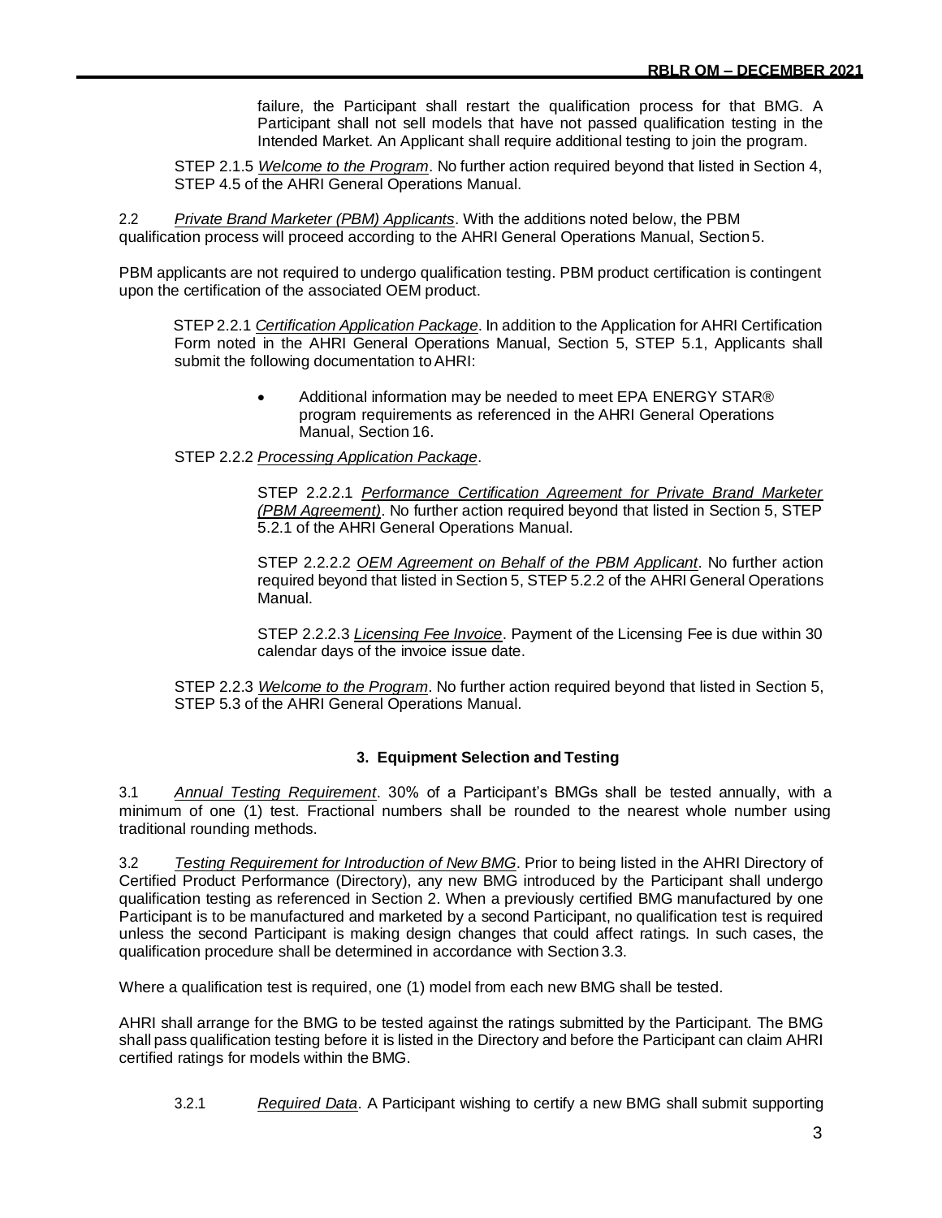failure, the Participant shall restart the qualification process for that BMG. A Participant shall not sell models that have not passed qualification testing in the Intended Market. An Applicant shall require additional testing to join the program.

STEP 2.1.5 *Welcome to the Program*. No further action required beyond that listed in Section 4, STEP 4.5 of the AHRI General Operations Manual.

2.2 *Private Brand Marketer (PBM) Applicants*. With the additions noted below, the PBM qualification process will proceed according to the AHRI General Operations Manual, Section 5.

PBM applicants are not required to undergo qualification testing. PBM product certification is contingent upon the certification of the associated OEM product.

STEP 2.2.1 *Certification Application Package*. In addition to the Application for AHRI Certification Form noted in the AHRI General Operations Manual, Section 5, STEP 5.1, Applicants shall submit the following documentation to AHRI:

- Additional information may be needed to meet EPA ENERGY STAR® program requirements as referenced in the AHRI General Operations Manual, Section 16.

STEP 2.2.2 *Processing Application Package*.

STEP 2.2.2.1 *Performance Certification Agreement for Private Brand Marketer (PBM Agreement)*. No further action required beyond that listed in Section 5, STEP 5.2.1 of the AHRI General Operations Manual.

STEP 2.2.2.2 *OEM Agreement on Behalf of the PBM Applicant*. No further action required beyond that listed in Section 5, STEP 5.2.2 of the AHRI General Operations Manual.

STEP 2.2.2.3 *Licensing Fee Invoice*. Payment of the Licensing Fee is due within 30 calendar days of the invoice issue date.

STEP 2.2.3 *Welcome to the Program*. No further action required beyond that listed in Section 5, STEP 5.3 of the AHRI General Operations Manual.

## 3. Equipment Selection and Testing

3.1 *Annual Testing Requirement*. 30% of a Participant's BMGs shall be tested annually, with a minimum of one (1) test. Fractional numbers shall be rounded to the nearest whole number using traditional rounding methods.

3.2 *Testing Requirement for Introduction of New BMG*. Prior to being listed in the AHRI Directory of Certified Product Performance (Directory), any new BMG introduced by the Participant shall undergo qualification testing as referenced in Section 2. When a previously certified BMG manufactured by one Participant is to be manufactured and marketed by a second Participant, no qualification test is required unless the second Participant is making design changes that could affect ratings. In such cases, the qualification procedure shall be determined in accordance with Section 3.3.

Where a qualification test is required, one (1) model from each new BMG shall be tested.

AHRI shall arrange for the BMG to be tested against the ratings submitted by the Participant. The BMG shall pass qualification testing before it is listed in the Directory and before the Participant can claim AHRI certified ratings for models within the BMG.

3.2.1 *Required Data*. A Participant wishing to certify a new BMG shall submit supporting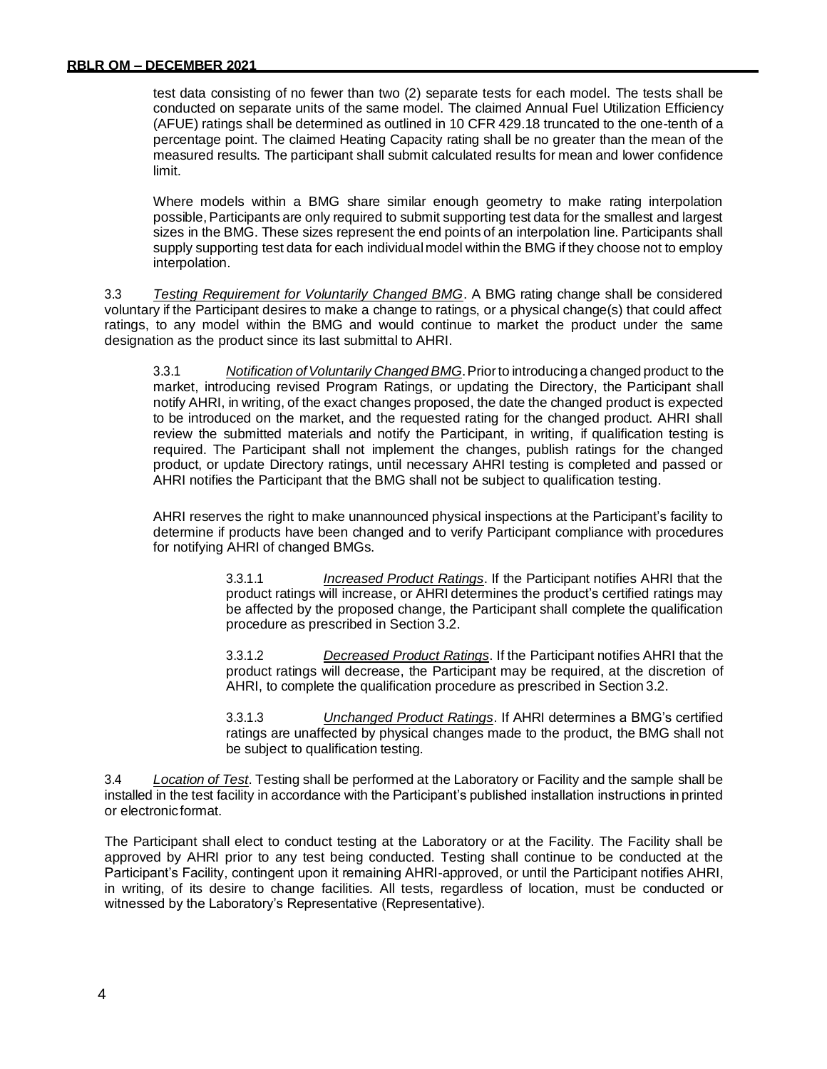test data consisting of no fewer than two (2) separate tests for each model. The tests shall be conducted on separate units of the same model. The claimed Annual Fuel Utilization Efficiency (AFUE) ratings shall be determined as outlined in 10 CFR 429.18 truncated to the one-tenth of a percentage point. The claimed Heating Capacity rating shall be no greater than the mean of the measured results. The participant shall submit calculated results for mean and lower confidence limit.

Where models within a BMG share similar enough geometry to make rating interpolation possible, Participants are only required to submit supporting test data for the smallest and largest sizes in the BMG. These sizes represent the end points of an interpolation line. Participants shall supply supporting test data for each individual model within the BMG if they choose not to employ interpolation.

3.3 *Testing Requirement for Voluntarily Changed BMG*. A BMG rating change shall be considered voluntary if the Participant desires to make a change to ratings, or a physical change(s) that could affect ratings, to any model within the BMG and would continue to market the product under the same designation as the product since its last submittal to AHRI.

3.3.1 *Notification of Voluntarily Changed BMG*. Prior to introducing a changed product to the market, introducing revised Program Ratings, or updating the Directory, the Participant shall notify AHRI, in writing, of the exact changes proposed, the date the changed product is expected to be introduced on the market, and the requested rating for the changed product. AHRI shall review the submitted materials and notify the Participant, in writing, if qualification testing is required. The Participant shall not implement the changes, publish ratings for the changed product, or update Directory ratings, until necessary AHRI testing is completed and passed or AHRI notifies the Participant that the BMG shall not be subject to qualification testing.

AHRI reserves the right to make unannounced physical inspections at the Participant's facility to determine if products have been changed and to verify Participant compliance with procedures for notifying AHRI of changed BMGs.

3.3.1.1 *Increased Product Ratings*. If the Participant notifies AHRI that the product ratings will increase, or AHRI determines the product's certified ratings may be affected by the proposed change, the Participant shall complete the qualification procedure as prescribed in Section 3.2.

3.3.1.2 *Decreased Product Ratings*. If the Participant notifies AHRI that the product ratings will decrease, the Participant may be required, at the discretion of AHRI, to complete the qualification procedure as prescribed in Section 3.2.

3.3.1.3 *Unchanged Product Ratings*. If AHRI determines a BMG's certified ratings are unaffected by physical changes made to the product, the BMG shall not be subject to qualification testing.

3.4 *Location of Test*. Testing shall be performed at the Laboratory or Facility and the sample shall be installed in the test facility in accordance with the Participant's published installation instructions in printed or electronic format.

The Participant shall elect to conduct testing at the Laboratory or at the Facility. The Facility shall be approved by AHRI prior to any test being conducted. Testing shall continue to be conducted at the Participant's Facility, contingent upon it remaining AHRI-approved, or until the Participant notifies AHRI, in writing, of its desire to change facilities. All tests, regardless of location, must be conducted or witnessed by the Laboratory's Representative (Representative).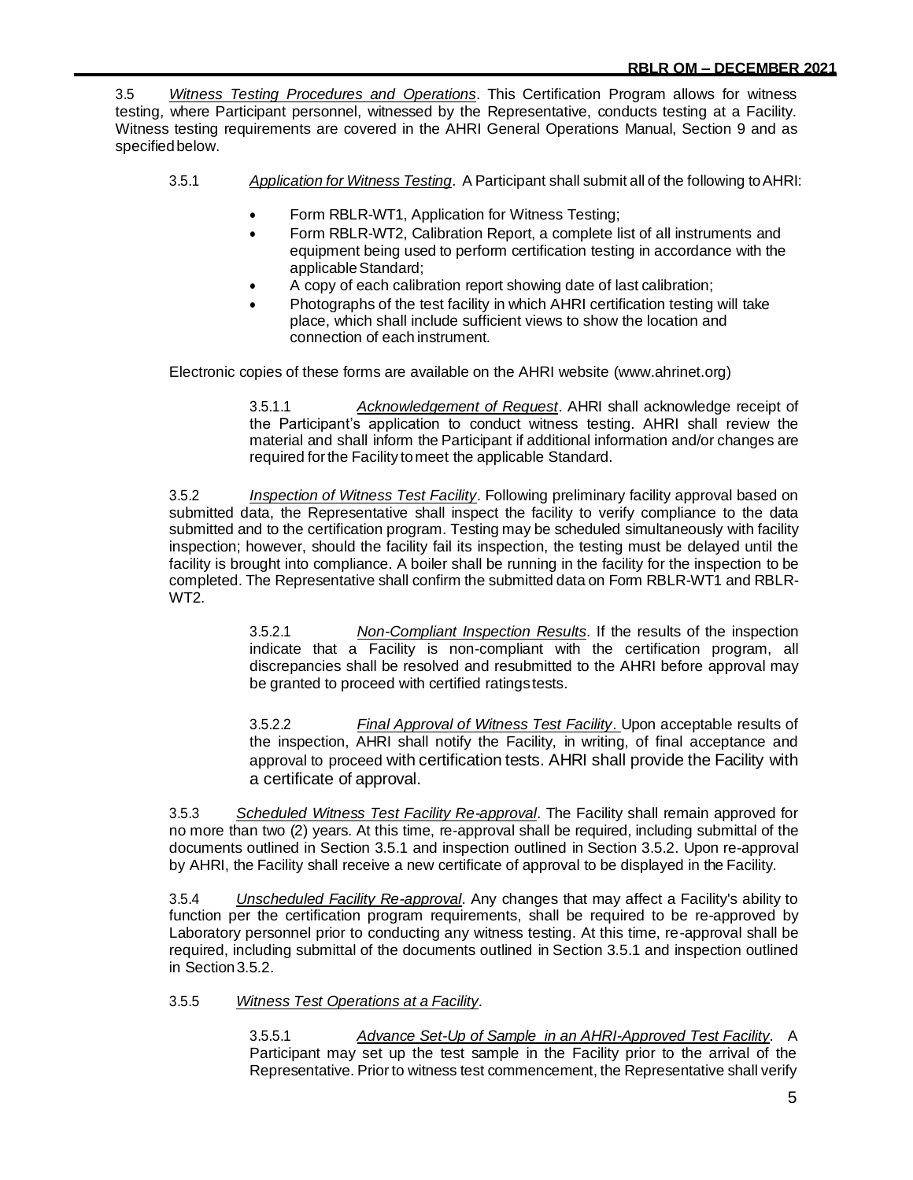3.5 *Witness Testing Procedures and Operations*. This Certification Program allows for witness testing, where Participant personnel, witnessed by the Representative, conducts testing at a Facility. Witness testing requirements are covered in the AHRI General Operations Manual, Section 9 and as specified below.

3.5.1 *Application for Witness Testing*. A Participant shall submit all of the following to AHRI:

- Form RBLR-WT1, Application for Witness Testing;
- Form RBLR-WT2, Calibration Report, a complete list of all instruments and equipment being used to perform certification testing in accordance with the applicable Standard;
- A copy of each calibration report showing date of last calibration;
- Photographs of the test facility in which AHRI certification testing will take place, which shall include sufficient views to show the location and connection of each instrument.

Electronic copies of these forms are available on the AHRI website (www.ahrinet.org)

3.5.1.1 *Acknowledgement of Request*. AHRI shall acknowledge receipt of the Participant's application to conduct witness testing. AHRI shall review the material and shall inform the Participant if additional information and/or changes are required for the Facility to meet the applicable Standard.

3.5.2 *Inspection of Witness Test Facility*. Following preliminary facility approval based on submitted data, the Representative shall inspect the facility to verify compliance to the data submitted and to the certification program. Testing may be scheduled simultaneously with facility inspection; however, should the facility fail its inspection, the testing must be delayed until the facility is brought into compliance. A boiler shall be running in the facility for the inspection to be completed. The Representative shall confirm the submitted data on Form RBLR-WT1 and RBLR-WT2.

3.5.2.1 *Non-Compliant Inspection Results*. If the results of the inspection indicate that a Facility is non-compliant with the certification program, all discrepancies shall be resolved and resubmitted to the AHRI before approval may be granted to proceed with certified ratings tests.

3.5.2.2 *Final Approval of Witness Test Facility*. Upon acceptable results of the inspection, AHRI shall notify the Facility, in writing, of final acceptance and approval to proceed with certification tests. AHRI shall provide the Facility with a certificate of approval.

3.5.3 *Scheduled Witness Test Facility Re-approval*. The Facility shall remain approved for no more than two (2) years. At this time, re-approval shall be required, including submittal of the documents outlined in Section 3.5.1 and inspection outlined in Section 3.5.2. Upon re-approval by AHRI, the Facility shall receive a new certificate of approval to be displayed in the Facility.

3.5.4 *Unscheduled Facility Re-approval*. Any changes that may affect a Facility's ability to function per the certification program requirements, shall be required to be re-approved by Laboratory personnel prior to conducting any witness testing. At this time, re-approval shall be required, including submittal of the documents outlined in Section 3.5.1 and inspection outlined in Section 3.5.2.

3.5.5 *Witness Test Operations at a Facility*.

3.5.5.1 *Advance Set-Up of Sample in an AHRI-Approved Test Facility*. A Participant may set up the test sample in the Facility prior to the arrival of the Representative. Prior to witness test commencement, the Representative shall verify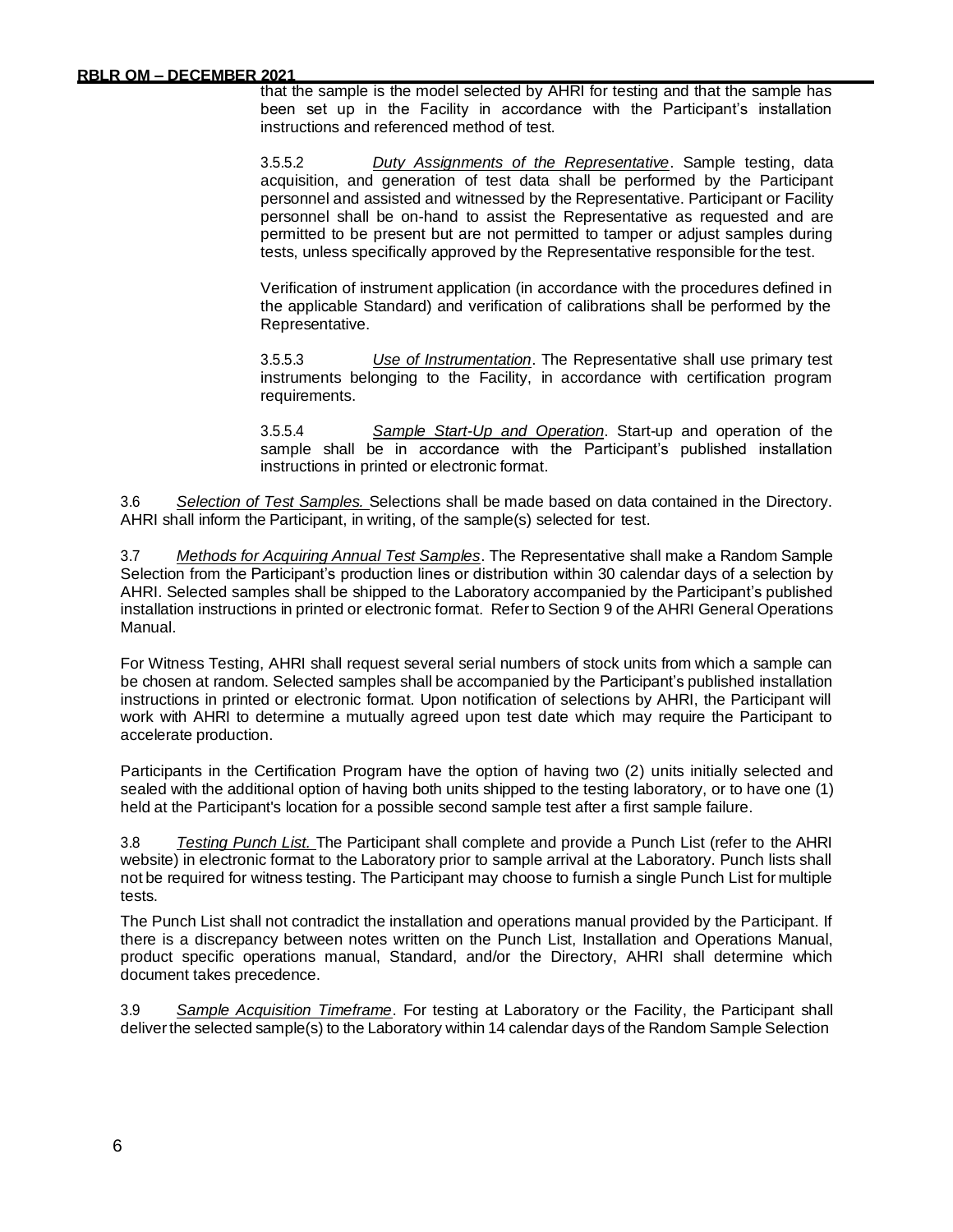that the sample is the model selected by AHRI for testing and that the sample has been set up in the Facility in accordance with the Participant's installation instructions and referenced method of test.

3.5.5.2 *Duty Assignments of the Representative*. Sample testing, data acquisition, and generation of test data shall be performed by the Participant personnel and assisted and witnessed by the Representative. Participant or Facility personnel shall be on-hand to assist the Representative as requested and are permitted to be present but are not permitted to tamper or adjust samples during tests, unless specifically approved by the Representative responsible for the test.

Verification of instrument application (in accordance with the procedures defined in the applicable Standard) and verification of calibrations shall be performed by the Representative.

3.5.5.3 *Use of Instrumentation*. The Representative shall use primary test instruments belonging to the Facility, in accordance with certification program requirements.

3.5.5.4 *Sample Start-Up and Operation*. Start-up and operation of the sample shall be in accordance with the Participant's published installation instructions in printed or electronic format.

3.6 *Selection of Test Samples.* Selections shall be made based on data contained in the Directory. AHRI shall inform the Participant, in writing, of the sample(s) selected for test.

3.7 *Methods for Acquiring Annual Test Samples*. The Representative shall make a Random Sample Selection from the Participant's production lines or distribution within 30 calendar days of a selection by AHRI. Selected samples shall be shipped to the Laboratory accompanied by the Participant's published installation instructions in printed or electronic format. Refer to Section 9 of the AHRI General Operations Manual.

For Witness Testing, AHRI shall request several serial numbers of stock units from which a sample can be chosen at random. Selected samples shall be accompanied by the Participant's published installation instructions in printed or electronic format. Upon notification of selections by AHRI, the Participant will work with AHRI to determine a mutually agreed upon test date which may require the Participant to accelerate production.

Participants in the Certification Program have the option of having two (2) units initially selected and sealed with the additional option of having both units shipped to the testing laboratory, or to have one (1) held at the Participant's location for a possible second sample test after a first sample failure.

3.8 *Testing Punch List.* The Participant shall complete and provide a Punch List (refer to the AHRI website) in electronic format to the Laboratory prior to sample arrival at the Laboratory. Punch lists shall not be required for witness testing. The Participant may choose to furnish a single Punch List for multiple tests.

The Punch List shall not contradict the installation and operations manual provided by the Participant. If there is a discrepancy between notes written on the Punch List, Installation and Operations Manual, product specific operations manual, Standard, and/or the Directory, AHRI shall determine which document takes precedence.

3.9 *Sample Acquisition Timeframe*. For testing at Laboratory or the Facility, the Participant shall deliver the selected sample(s) to the Laboratory within 14 calendar days of the Random Sample Selection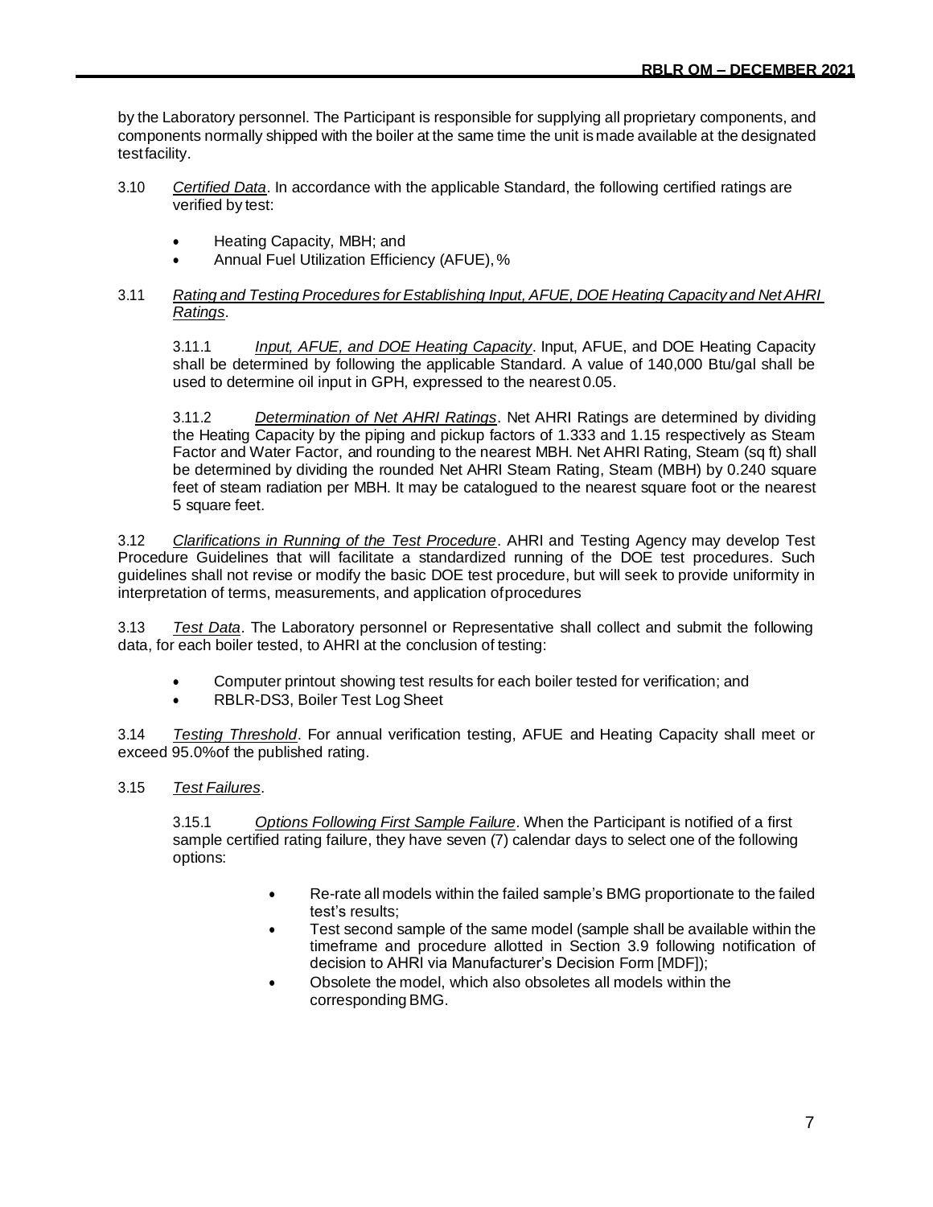by the Laboratory personnel. The Participant is responsible for supplying all proprietary components, and components normally shipped with the boiler at the same time the unit is made available at the designated test facility.

3.10 *Certified Data*. In accordance with the applicable Standard, the following certified ratings are verified by test:

- Heating Capacity, MBH; and
- Annual Fuel Utilization Efficiency (AFUE), %

3.11 *Rating and Testing Procedures for Establishing Input, AFUE, DOE Heating Capacity and Net AHRI Ratings*.

3.11.1 *Input, AFUE, and DOE Heating Capacity*. Input, AFUE, and DOE Heating Capacity shall be determined by following the applicable Standard. A value of 140,000 Btu/gal shall be used to determine oil input in GPH, expressed to the nearest 0.05.

3.11.2 *Determination of Net AHRI Ratings*. Net AHRI Ratings are determined by dividing the Heating Capacity by the piping and pickup factors of 1.333 and 1.15 respectively as Steam Factor and Water Factor, and rounding to the nearest MBH. Net AHRI Rating, Steam (sq ft) shall be determined by dividing the rounded Net AHRI Steam Rating, Steam (MBH) by 0.240 square feet of steam radiation per MBH. It may be catalogued to the nearest square foot or the nearest 5 square feet.

3.12 *Clarifications in Running of the Test Procedure*. AHRI and Testing Agency may develop Test Procedure Guidelines that will facilitate a standardized running of the DOE test procedures. Such guidelines shall not revise or modify the basic DOE test procedure, but will seek to provide uniformity in interpretation of terms, measurements, and application of procedures

3.13 *Test Data*. The Laboratory personnel or Representative shall collect and submit the following data, for each boiler tested, to AHRI at the conclusion of testing:

- Computer printout showing test results for each boiler tested for verification; and
- RBLR-DS3, Boiler Test Log Sheet

3.14 *Testing Threshold*. For annual verification testing, AFUE and Heating Capacity shall meet or exceed 95.0% of the published rating.

3.15 *Test Failures*.

3.15.1 *Options Following First Sample Failure*. When the Participant is notified of a first sample certified rating failure, they have seven (7) calendar days to select one of the following options:

- Re-rate all models within the failed sample's BMG proportionate to the failed test's results;
- Test second sample of the same model (sample shall be available within the timeframe and procedure allotted in Section 3.9 following notification of decision to AHRI via Manufacturer's Decision Form [MDF]);
- Obsolete the model, which also obsoletes all models within the corresponding BMG.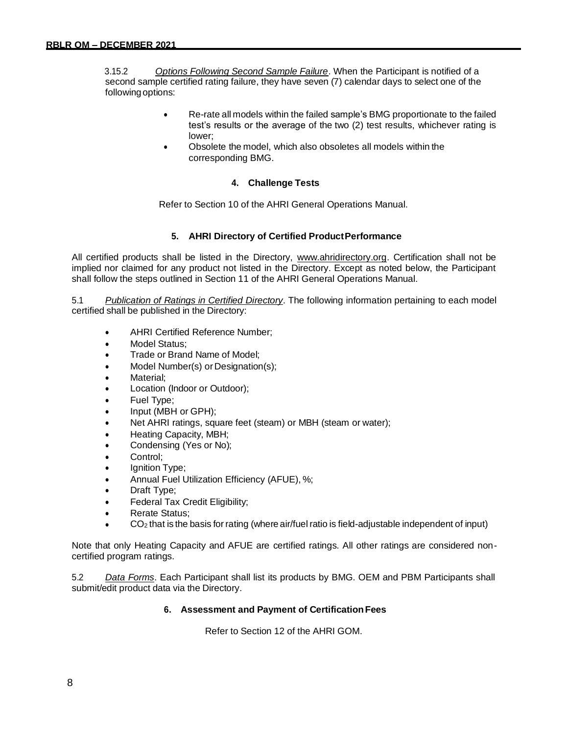3.15.2 *Options Following Second Sample Failure*. When the Participant is notified of a second sample certified rating failure, they have seven (7) calendar days to select one of the following options:

- Re-rate all models within the failed sample's BMG proportionate to the failed test's results or the average of the two (2) test results, whichever rating is lower;
- Obsolete the model, which also obsoletes all models within the corresponding BMG.

## 4. Challenge Tests

Refer to Section 10 of the AHRI General Operations Manual.

## 5. AHRI Directory of Certified Product Performance

All certified products shall be listed in the Directory, www.ahridirectory.org. Certification shall not be implied nor claimed for any product not listed in the Directory. Except as noted below, the Participant shall follow the steps outlined in Section 11 of the AHRI General Operations Manual.

5.1 *Publication of Ratings in Certified Directory*. The following information pertaining to each model certified shall be published in the Directory:

- AHRI Certified Reference Number;
- Model Status;
- Trade or Brand Name of Model;
- Model Number(s) or Designation(s);
- Material;
- Location (Indoor or Outdoor);
- Fuel Type;
- Input (MBH or GPH);
- Net AHRI ratings, square feet (steam) or MBH (steam or water);
- Heating Capacity, MBH;
- Condensing (Yes or No);
- Control;
- Ignition Type;
- Annual Fuel Utilization Efficiency (AFUE), %;
- Draft Type;
- Federal Tax Credit Eligibility;
- Rerate Status;
- $CO_2$ that is the basis for rating (where air/fuel ratio is field-adjustable independent of input)

Note that only Heating Capacity and AFUE are certified ratings. All other ratings are considered non-certified program ratings.

5.2 *Data Forms*. Each Participant shall list its products by BMG. OEM and PBM Participants shall submit/edit product data via the Directory.

## 6. Assessment and Payment of Certification Fees

Refer to Section 12 of the AHRI GOM.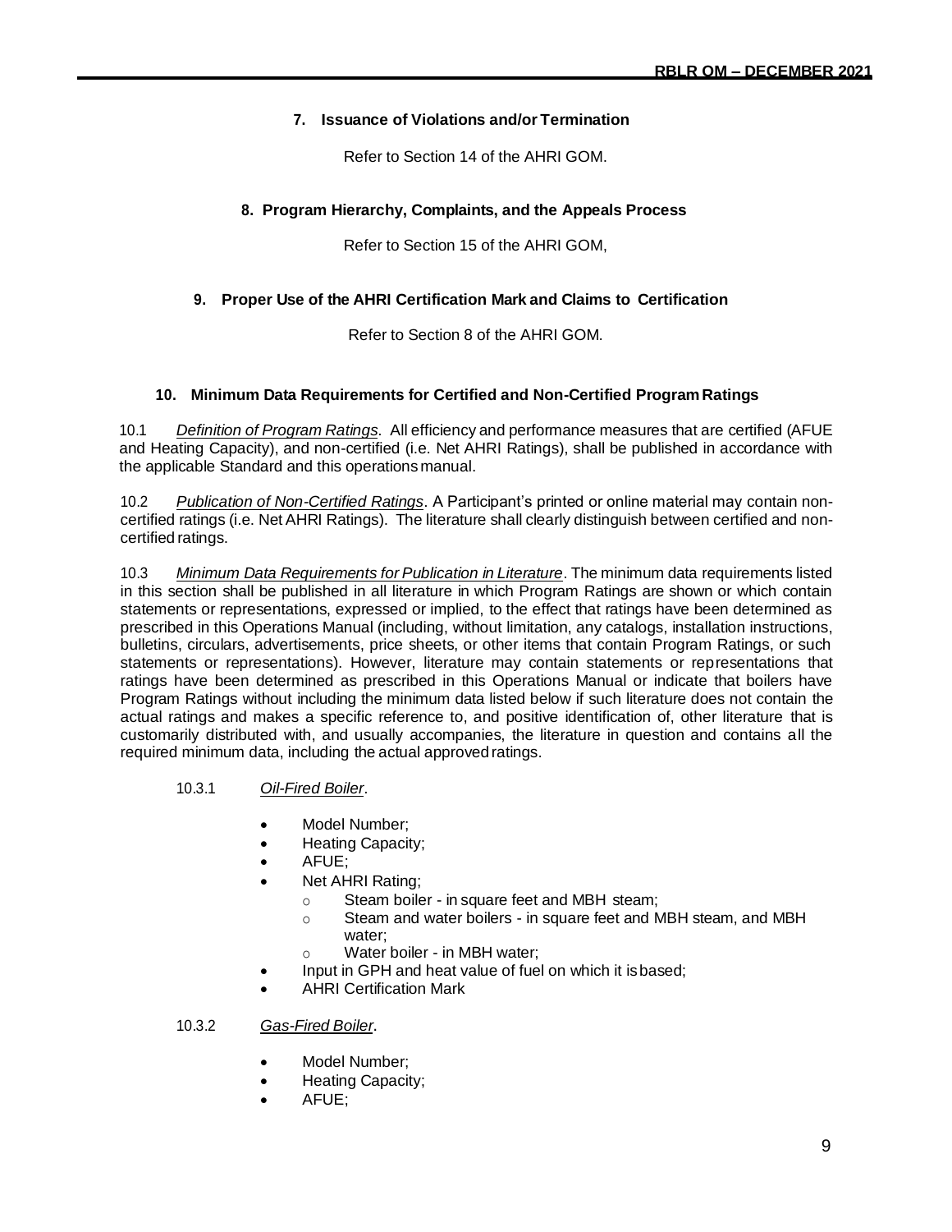## 7. Issuance of Violations and/or Termination

Refer to Section 14 of the AHRI GOM.

## 8. Program Hierarchy, Complaints, and the Appeals Process

Refer to Section 15 of the AHRI GOM,

## 9. Proper Use of the AHRI Certification Mark and Claims to Certification

Refer to Section 8 of the AHRI GOM.

## 10. Minimum Data Requirements for Certified and Non-Certified Program Ratings

10.1 *Definition of Program Ratings*. All efficiency and performance measures that are certified (AFUE and Heating Capacity), and non-certified (i.e. Net AHRI Ratings), shall be published in accordance with the applicable Standard and this operations manual.

10.2 *Publication of Non-Certified Ratings*. A Participant's printed or online material may contain non-certified ratings (i.e. Net AHRI Ratings). The literature shall clearly distinguish between certified and non-certified ratings.

10.3 *Minimum Data Requirements for Publication in Literature*. The minimum data requirements listed in this section shall be published in all literature in which Program Ratings are shown or which contain statements or representations, expressed or implied, to the effect that ratings have been determined as prescribed in this Operations Manual (including, without limitation, any catalogs, installation instructions, bulletins, circulars, advertisements, price sheets, or other items that contain Program Ratings, or such statements or representations). However, literature may contain statements or representations that ratings have been determined as prescribed in this Operations Manual or indicate that boilers have Program Ratings without including the minimum data listed below if such literature does not contain the actual ratings and makes a specific reference to, and positive identification of, other literature that is customarily distributed with, and usually accompanies, the literature in question and contains all the required minimum data, including the actual approved ratings.

10.3.1 *Oil-Fired Boiler*.

- Model Number;
- Heating Capacity;
- AFUE;
- Net AHRI Rating;
  - Steam boiler - in square feet and MBH steam;
  - Steam and water boilers - in square feet and MBH steam, and MBH water;
  - Water boiler - in MBH water;
- Input in GPH and heat value of fuel on which it is based;
- AHRI Certification Mark

10.3.2 *Gas-Fired Boiler*.

- Model Number;
- Heating Capacity;
- AFUE;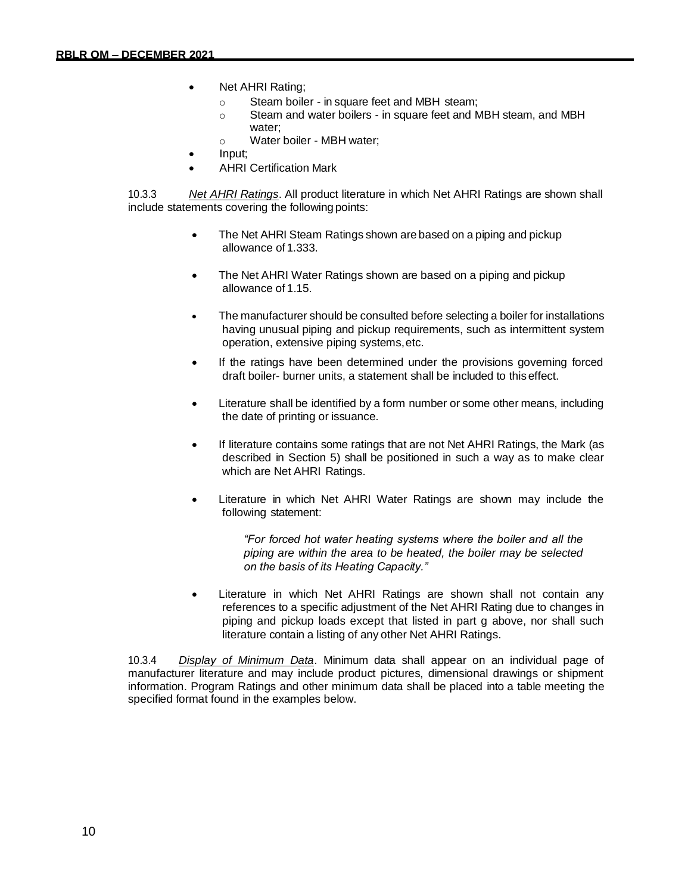- Net AHRI Rating;
  - Steam boiler - in square feet and MBH steam;
  - Steam and water boilers - in square feet and MBH steam, and MBH water;
  - Water boiler - MBH water;
- Input;
- AHRI Certification Mark

10.3.3 *Net AHRI Ratings*. All product literature in which Net AHRI Ratings are shown shall include statements covering the following points:

- The Net AHRI Steam Ratings shown are based on a piping and pickup allowance of 1.333.
- The Net AHRI Water Ratings shown are based on a piping and pickup allowance of 1.15.
- The manufacturer should be consulted before selecting a boiler for installations having unusual piping and pickup requirements, such as intermittent system operation, extensive piping systems, etc.
- If the ratings have been determined under the provisions governing forced draft boiler- burner units, a statement shall be included to this effect.
- Literature shall be identified by a form number or some other means, including the date of printing or issuance.
- If literature contains some ratings that are not Net AHRI Ratings, the Mark (as described in Section 5) shall be positioned in such a way as to make clear which are Net AHRI Ratings.
- Literature in which Net AHRI Water Ratings are shown may include the following statement:

  *"For forced hot water heating systems where the boiler and all the piping are within the area to be heated, the boiler may be selected on the basis of its Heating Capacity."*

- Literature in which Net AHRI Ratings are shown shall not contain any references to a specific adjustment of the Net AHRI Rating due to changes in piping and pickup loads except that listed in part g above, nor shall such literature contain a listing of any other Net AHRI Ratings.

10.3.4 *Display of Minimum Data*. Minimum data shall appear on an individual page of manufacturer literature and may include product pictures, dimensional drawings or shipment information. Program Ratings and other minimum data shall be placed into a table meeting the specified format found in the examples below.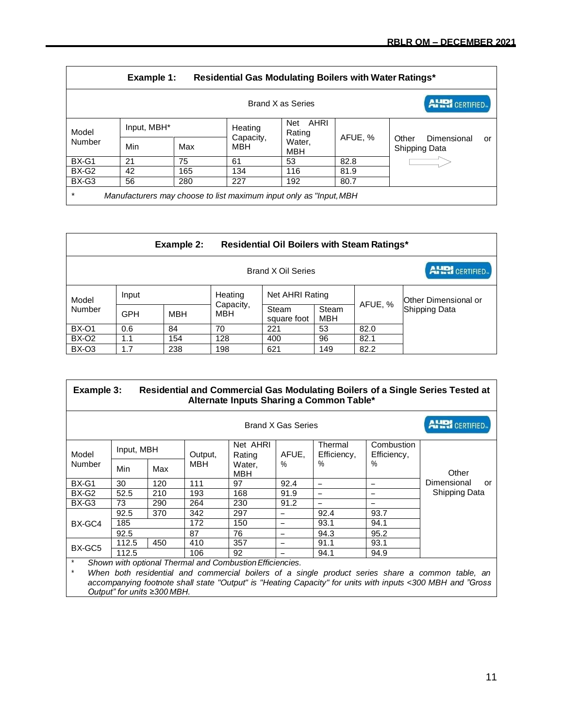**Example 1: Residential Gas Modulating Boilers with Water Ratings***

| Brand X as Series | | | | | | AHRI CERTIFIED |
|---|---|---|---|---|---|---|
| Model Number | Input, MBH* | | Heating Capacity, MBH | Net AHRI Rating Water, MBH | AFUE, % | Other Dimensional or Shipping Data |
| | Min | Max | | | | |
| BX-G1 | 21 | 75 | 61 | 53 | 82.8 | ⇨ |
| BX-G2 | 42 | 165 | 134 | 116 | 81.9 | |
| BX-G3 | 56 | 280 | 227 | 192 | 80.7 | |

\* *Manufacturers may choose to list maximum input only as "Input, MBH*

**Example 2: Residential Oil Boilers with Steam Ratings***

| Brand X Oil Series | | | | | | | AHRI CERTIFIED |
|---|---|---|---|---|---|---|---|
| Model Number | Input | | Heating Capacity, MBH | Net AHRI Rating | | AFUE, % | Other Dimensional or Shipping Data |
| | GPH | MBH | | Steam square foot | Steam MBH | | |
| BX-O1 | 0.6 | 84 | 70 | 221 | 53 | 82.0 | |
| BX-O2 | 1.1 | 154 | 128 | 400 | 96 | 82.1 | |
| BX-O3 | 1.7 | 238 | 198 | 621 | 149 | 82.2 | |

**Example 3: Residential and Commercial Gas Modulating Boilers of a Single Series Tested at Alternate Inputs Sharing a Common Table***

| Brand X Gas Series | | | | | | | | AHRI CERTIFIED |
|---|---|---|---|---|---|---|---|---|
| Model Number | Input, MBH | | Output, MBH | Net AHRI Rating Water, MBH | AFUE, % | Thermal Efficiency, % | Combustion Efficiency, % | Other Dimensional or Shipping Data |
| | Min | Max | | | | | | |
| BX-G1 | 30 | 120 | 111 | 97 | 92.4 | – | – | |
| BX-G2 | 52.5 | 210 | 193 | 168 | 91.9 | – | – | |
| BX-G3 | 73 | 290 | 264 | 230 | 91.2 | – | – | |
| BX-GC4 | 92.5 | 370 | 342 | 297 | – | 92.4 | 93.7 | |
| | 185 | | 172 | 150 | – | 93.1 | 94.1 | |
| | 92.5 | | 87 | 76 | – | 94.3 | 95.2 | |
| BX-GC5 | 112.5 | 450 | 410 | 357 | – | 91.1 | 93.1 | |
| | 112.5 | | 106 | 92 | – | 94.1 | 94.9 | |

\* *Shown with optional Thermal and Combustion Efficiencies.*

\* *When both residential and commercial boilers of a single product series share a common table, an accompanying footnote shall state "Output" is "Heating Capacity" for units with inputs <300 MBH and "Gross Output" for units ≥300 MBH.*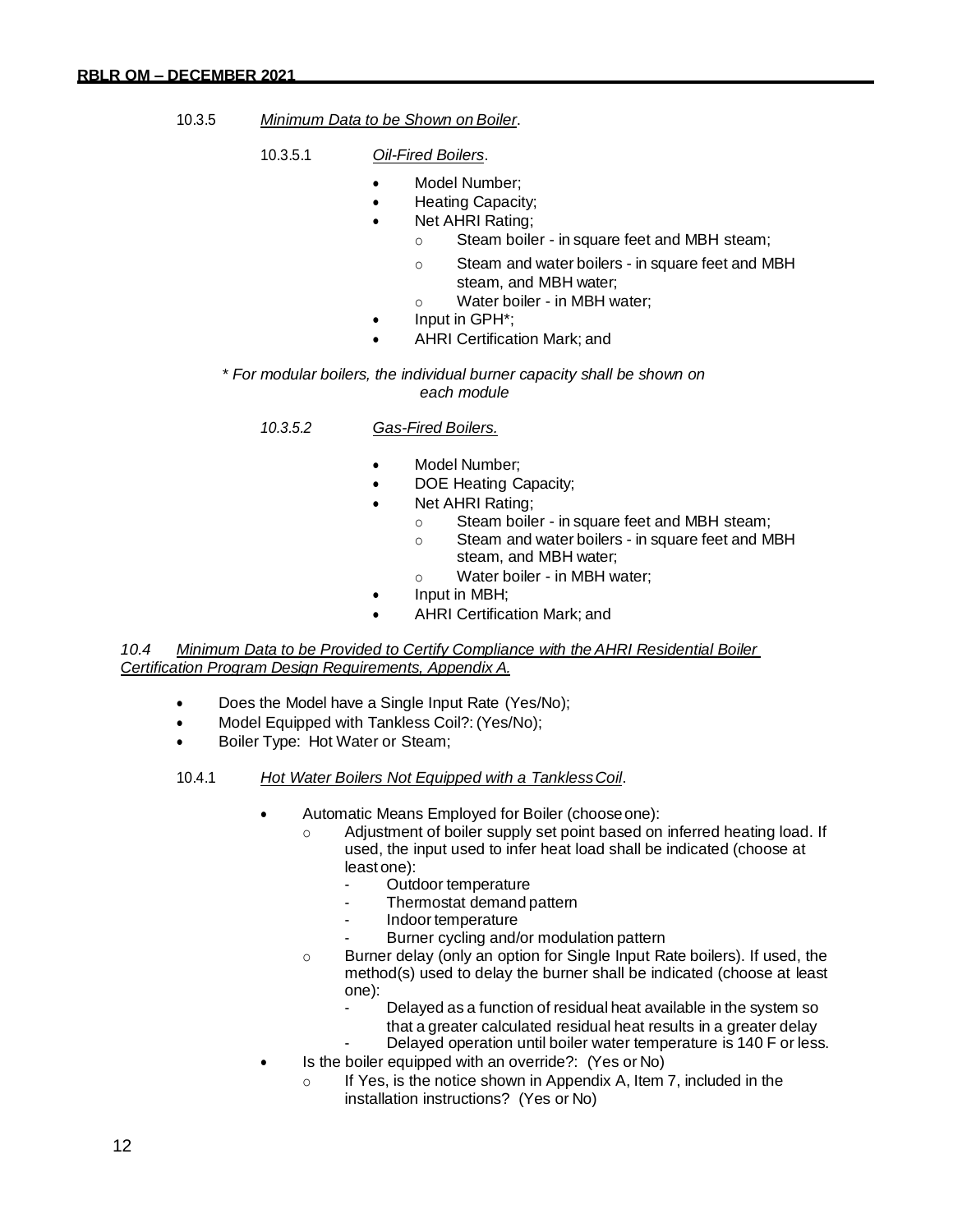10.3.5 *Minimum Data to be Shown on Boiler*.

10.3.5.1 *Oil-Fired Boilers*.

- Model Number;
- Heating Capacity;
- Net AHRI Rating;
  - Steam boiler - in square feet and MBH steam;
  - Steam and water boilers - in square feet and MBH steam, and MBH water;
  - Water boiler - in MBH water;
- Input in GPH*;
- AHRI Certification Mark; and

*\* For modular boilers, the individual burner capacity shall be shown on each module*

*10.3.5.2 Gas-Fired Boilers.*

- Model Number;
- DOE Heating Capacity;
- Net AHRI Rating;
  - Steam boiler - in square feet and MBH steam;
  - Steam and water boilers - in square feet and MBH steam, and MBH water;
  - Water boiler - in MBH water;
- Input in MBH;
- AHRI Certification Mark; and

*10.4 Minimum Data to be Provided to Certify Compliance with the AHRI Residential Boiler Certification Program Design Requirements, Appendix A.*

- Does the Model have a Single Input Rate (Yes/No);
- Model Equipped with Tankless Coil?: (Yes/No);
- Boiler Type: Hot Water or Steam;

10.4.1 *Hot Water Boilers Not Equipped with a Tankless Coil*.

- Automatic Means Employed for Boiler (choose one):
  - Adjustment of boiler supply set point based on inferred heating load. If used, the input used to infer heat load shall be indicated (choose at least one):
    - Outdoor temperature
    - Thermostat demand pattern
    - Indoor temperature
    - Burner cycling and/or modulation pattern
  - Burner delay (only an option for Single Input Rate boilers). If used, the method(s) used to delay the burner shall be indicated (choose at least one):
    - Delayed as a function of residual heat available in the system so that a greater calculated residual heat results in a greater delay
    - Delayed operation until boiler water temperature is 140 F or less.
- Is the boiler equipped with an override?: (Yes or No)
  - If Yes, is the notice shown in Appendix A, Item 7, included in the installation instructions? (Yes or No)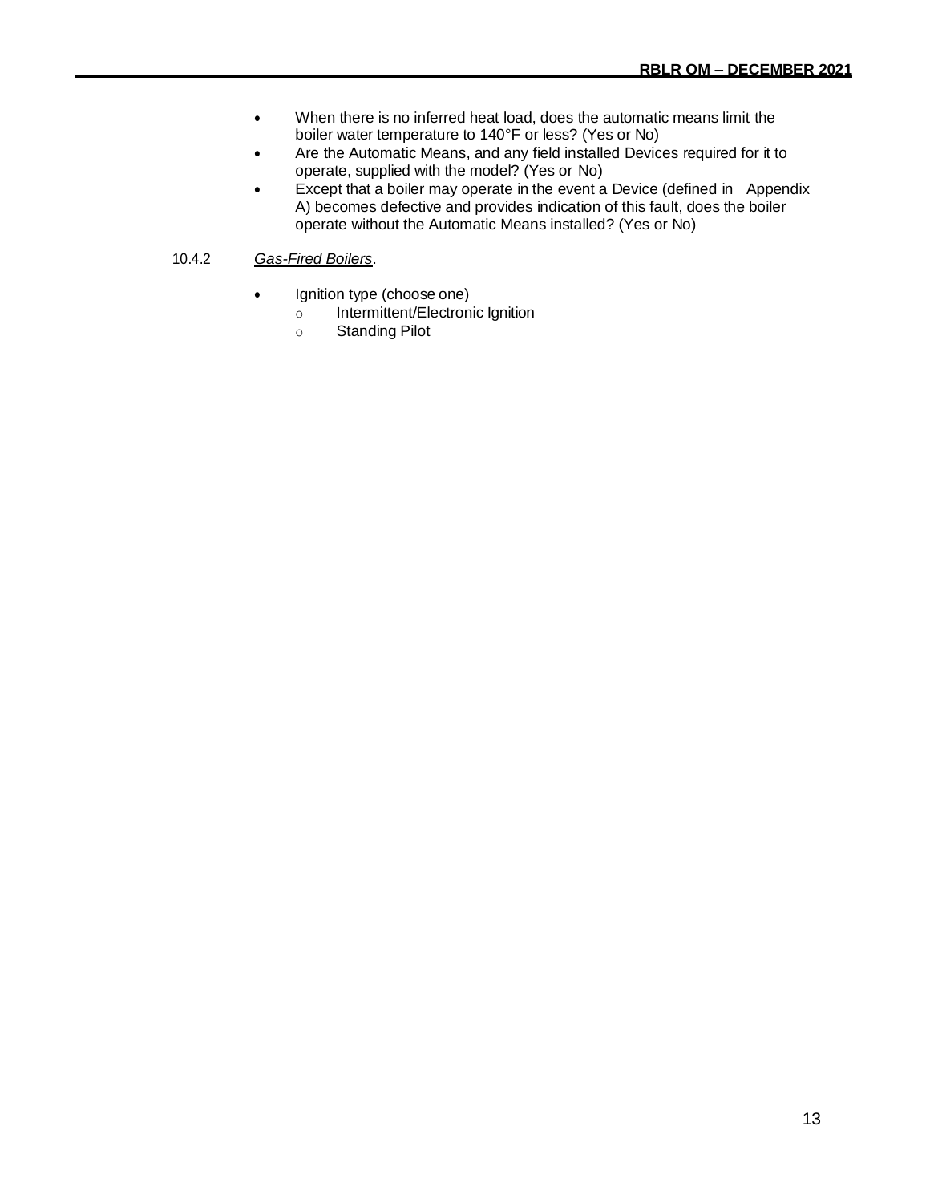- When there is no inferred heat load, does the automatic means limit the boiler water temperature to 140°F or less? (Yes or No)
- Are the Automatic Means, and any field installed Devices required for it to operate, supplied with the model? (Yes or No)
- Except that a boiler may operate in the event a Device (defined in Appendix A) becomes defective and provides indication of this fault, does the boiler operate without the Automatic Means installed? (Yes or No)

10.4.2 *Gas-Fired Boilers*.

- Ignition type (choose one)
  - Intermittent/Electronic Ignition
  - Standing Pilot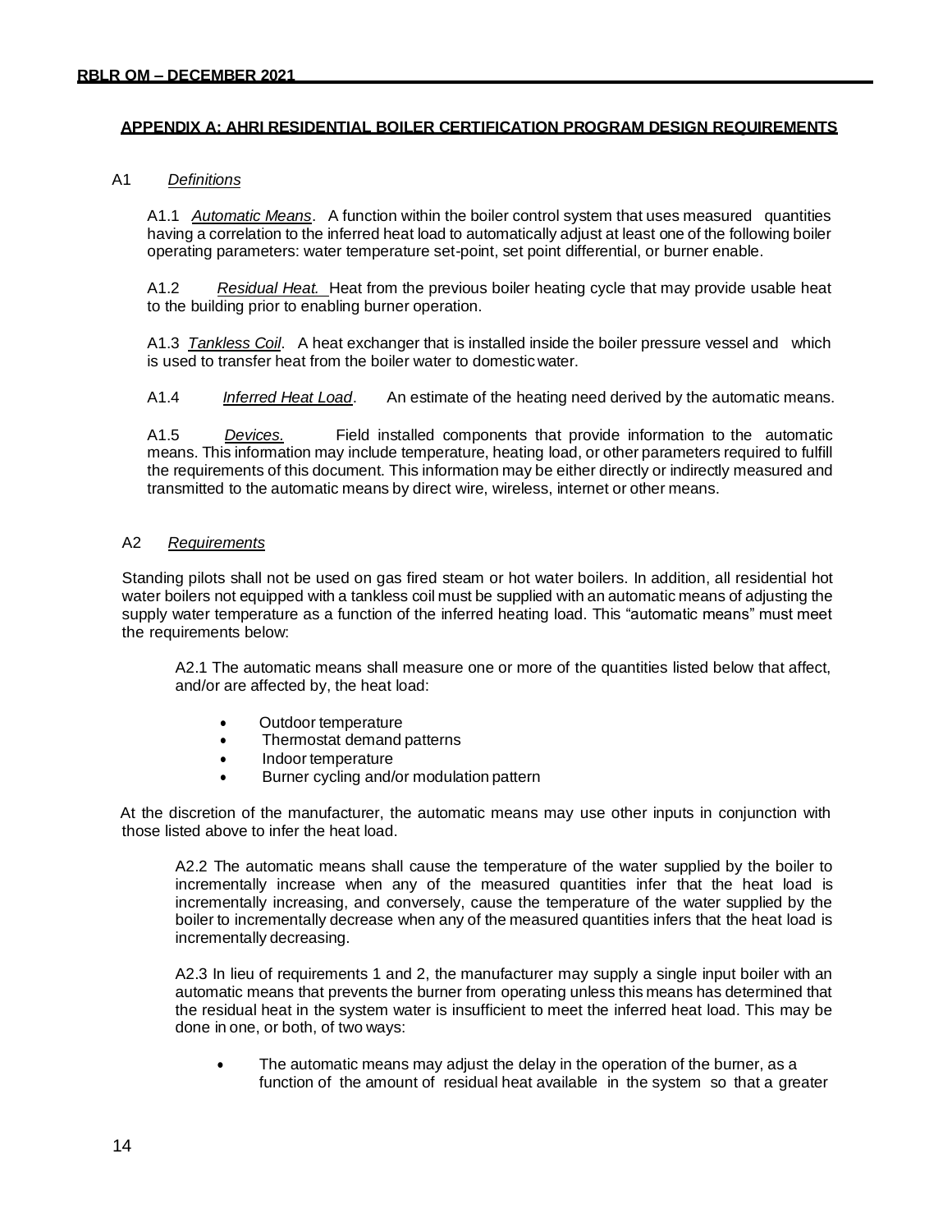## APPENDIX A: AHRI RESIDENTIAL BOILER CERTIFICATION PROGRAM DESIGN REQUIREMENTS

A1 *Definitions*

A1.1 *Automatic Means*. A function within the boiler control system that uses measured quantities having a correlation to the inferred heat load to automatically adjust at least one of the following boiler operating parameters: water temperature set-point, set point differential, or burner enable.

A1.2 *Residual Heat.* Heat from the previous boiler heating cycle that may provide usable heat to the building prior to enabling burner operation.

A1.3 *Tankless Coil*. A heat exchanger that is installed inside the boiler pressure vessel and which is used to transfer heat from the boiler water to domestic water.

A1.4 *Inferred Heat Load*. An estimate of the heating need derived by the automatic means.

A1.5 *Devices.* Field installed components that provide information to the automatic means. This information may include temperature, heating load, or other parameters required to fulfill the requirements of this document. This information may be either directly or indirectly measured and transmitted to the automatic means by direct wire, wireless, internet or other means.

A2 *Requirements*

Standing pilots shall not be used on gas fired steam or hot water boilers. In addition, all residential hot water boilers not equipped with a tankless coil must be supplied with an automatic means of adjusting the supply water temperature as a function of the inferred heating load. This "automatic means" must meet the requirements below:

A2.1 The automatic means shall measure one or more of the quantities listed below that affect, and/or are affected by, the heat load:

- Outdoor temperature
- Thermostat demand patterns
- Indoor temperature
- Burner cycling and/or modulation pattern

At the discretion of the manufacturer, the automatic means may use other inputs in conjunction with those listed above to infer the heat load.

A2.2 The automatic means shall cause the temperature of the water supplied by the boiler to incrementally increase when any of the measured quantities infer that the heat load is incrementally increasing, and conversely, cause the temperature of the water supplied by the boiler to incrementally decrease when any of the measured quantities infers that the heat load is incrementally decreasing.

A2.3 In lieu of requirements 1 and 2, the manufacturer may supply a single input boiler with an automatic means that prevents the burner from operating unless this means has determined that the residual heat in the system water is insufficient to meet the inferred heat load. This may be done in one, or both, of two ways:

- The automatic means may adjust the delay in the operation of the burner, as a function of the amount of residual heat available in the system so that a greater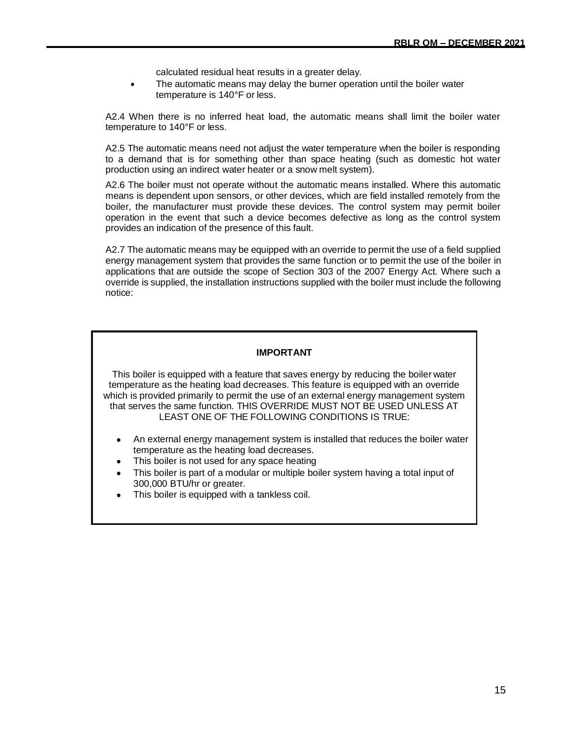calculated residual heat results in a greater delay.

- The automatic means may delay the burner operation until the boiler water temperature is 140°F or less.

A2.4 When there is no inferred heat load, the automatic means shall limit the boiler water temperature to 140°F or less.

A2.5 The automatic means need not adjust the water temperature when the boiler is responding to a demand that is for something other than space heating (such as domestic hot water production using an indirect water heater or a snow melt system).

A2.6 The boiler must not operate without the automatic means installed. Where this automatic means is dependent upon sensors, or other devices, which are field installed remotely from the boiler, the manufacturer must provide these devices. The control system may permit boiler operation in the event that such a device becomes defective as long as the control system provides an indication of the presence of this fault.

A2.7 The automatic means may be equipped with an override to permit the use of a field supplied energy management system that provides the same function or to permit the use of the boiler in applications that are outside the scope of Section 303 of the 2007 Energy Act. Where such a override is supplied, the installation instructions supplied with the boiler must include the following notice:

**IMPORTANT**

This boiler is equipped with a feature that saves energy by reducing the boiler water temperature as the heating load decreases. This feature is equipped with an override which is provided primarily to permit the use of an external energy management system that serves the same function. THIS OVERRIDE MUST NOT BE USED UNLESS AT LEAST ONE OF THE FOLLOWING CONDITIONS IS TRUE:

- An external energy management system is installed that reduces the boiler water temperature as the heating load decreases.
- This boiler is not used for any space heating
- This boiler is part of a modular or multiple boiler system having a total input of 300,000 BTU/hr or greater.
- This boiler is equipped with a tankless coil.